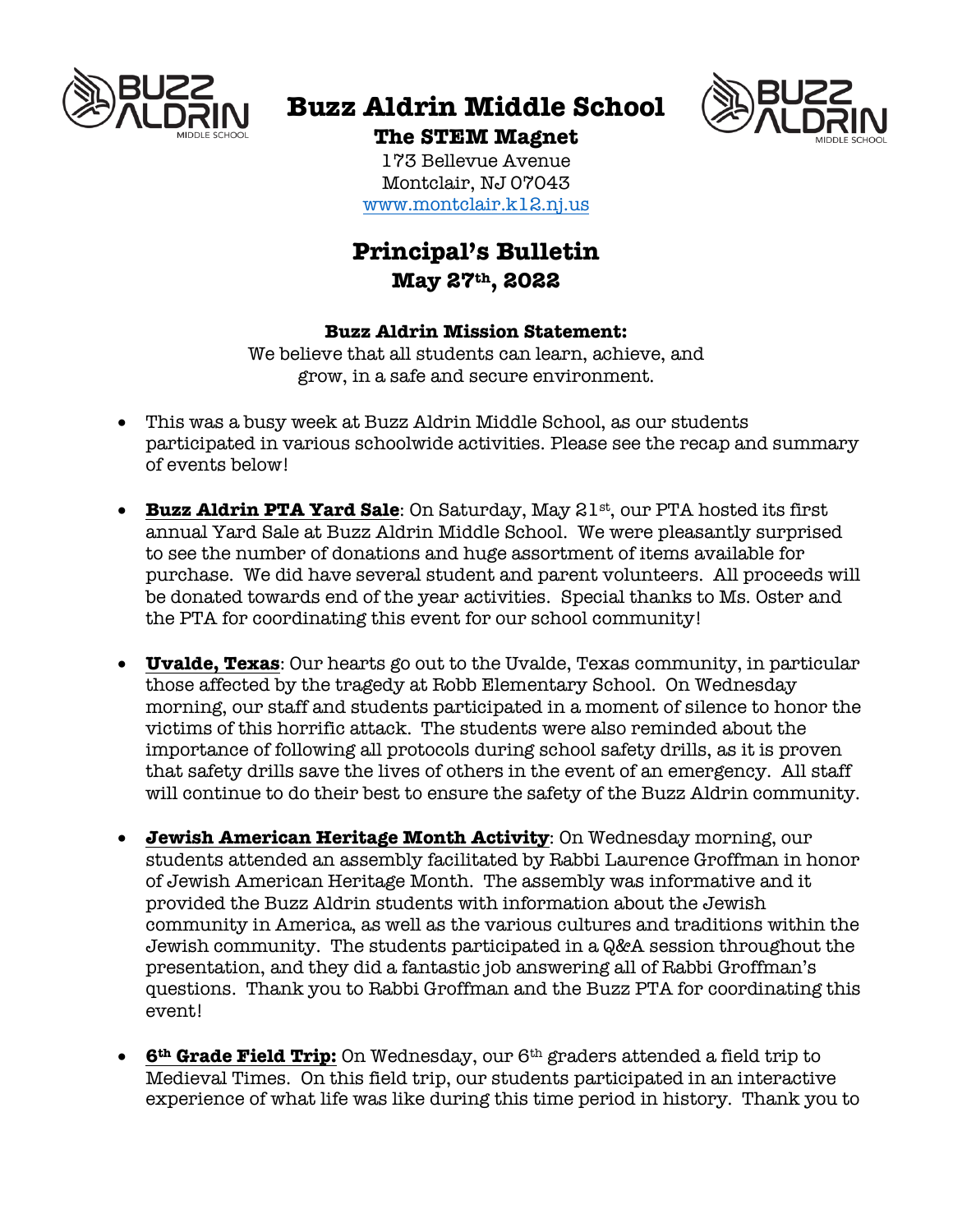# Buzz Aldrin Middle School

## The STEM Magnet

173 Bellevue Avenue
Montclair, NJ 07043
www.montclair.k12.nj.us

# Principal's Bulletin

## May 27th, 2022

**Buzz Aldrin Mission Statement:**

We believe that all students can learn, achieve, and grow, in a safe and secure environment.

- This was a busy week at Buzz Aldrin Middle School, as our students participated in various schoolwide activities. Please see the recap and summary of events below!

- **Buzz Aldrin PTA Yard Sale**: On Saturday, May 21st, our PTA hosted its first annual Yard Sale at Buzz Aldrin Middle School. We were pleasantly surprised to see the number of donations and huge assortment of items available for purchase. We did have several student and parent volunteers. All proceeds will be donated towards end of the year activities. Special thanks to Ms. Oster and the PTA for coordinating this event for our school community!

- **Uvalde, Texas**: Our hearts go out to the Uvalde, Texas community, in particular those affected by the tragedy at Robb Elementary School. On Wednesday morning, our staff and students participated in a moment of silence to honor the victims of this horrific attack. The students were also reminded about the importance of following all protocols during school safety drills, as it is proven that safety drills save the lives of others in the event of an emergency. All staff will continue to do their best to ensure the safety of the Buzz Aldrin community.

- **Jewish American Heritage Month Activity**: On Wednesday morning, our students attended an assembly facilitated by Rabbi Laurence Groffman in honor of Jewish American Heritage Month. The assembly was informative and it provided the Buzz Aldrin students with information about the Jewish community in America, as well as the various cultures and traditions within the Jewish community. The students participated in a Q&A session throughout the presentation, and they did a fantastic job answering all of Rabbi Groffman's questions. Thank you to Rabbi Groffman and the Buzz PTA for coordinating this event!

- **6th Grade Field Trip:** On Wednesday, our 6th graders attended a field trip to Medieval Times. On this field trip, our students participated in an interactive experience of what life was like during this time period in history. Thank you to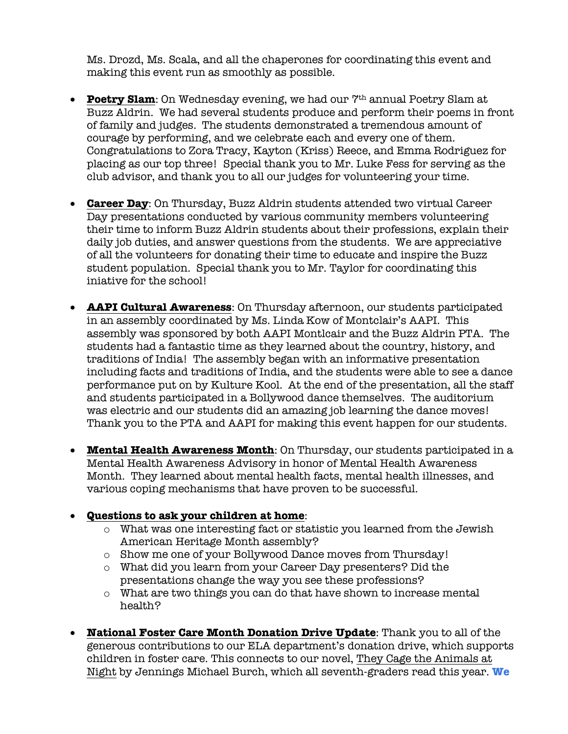Ms. Drozd, Ms. Scala, and all the chaperones for coordinating this event and making this event run as smoothly as possible.

- **Poetry Slam**: On Wednesday evening, we had our 7th annual Poetry Slam at Buzz Aldrin. We had several students produce and perform their poems in front of family and judges. The students demonstrated a tremendous amount of courage by performing, and we celebrate each and every one of them. Congratulations to Zora Tracy, Kayton (Kriss) Reece, and Emma Rodriguez for placing as our top three! Special thank you to Mr. Luke Fess for serving as the club advisor, and thank you to all our judges for volunteering your time.

- **Career Day**: On Thursday, Buzz Aldrin students attended two virtual Career Day presentations conducted by various community members volunteering their time to inform Buzz Aldrin students about their professions, explain their daily job duties, and answer questions from the students. We are appreciative of all the volunteers for donating their time to educate and inspire the Buzz student population. Special thank you to Mr. Taylor for coordinating this iniative for the school!

- **AAPI Cultural Awareness**: On Thursday afternoon, our students participated in an assembly coordinated by Ms. Linda Kow of Montclair's AAPI. This assembly was sponsored by both AAPI Montlcair and the Buzz Aldrin PTA. The students had a fantastic time as they learned about the country, history, and traditions of India! The assembly began with an informative presentation including facts and traditions of India, and the students were able to see a dance performance put on by Kulture Kool. At the end of the presentation, all the staff and students participated in a Bollywood dance themselves. The auditorium was electric and our students did an amazing job learning the dance moves! Thank you to the PTA and AAPI for making this event happen for our students.

- **Mental Health Awareness Month**: On Thursday, our students participated in a Mental Health Awareness Advisory in honor of Mental Health Awareness Month. They learned about mental health facts, mental health illnesses, and various coping mechanisms that have proven to be successful.

- **Questions to ask your children at home**:
  - What was one interesting fact or statistic you learned from the Jewish American Heritage Month assembly?
  - Show me one of your Bollywood Dance moves from Thursday!
  - What did you learn from your Career Day presenters? Did the presentations change the way you see these professions?
  - What are two things you can do that have shown to increase mental health?

- **National Foster Care Month Donation Drive Update**: Thank you to all of the generous contributions to our ELA department's donation drive, which supports children in foster care. This connects to our novel, They Cage the Animals at Night by Jennings Michael Burch, which all seventh-graders read this year. **We**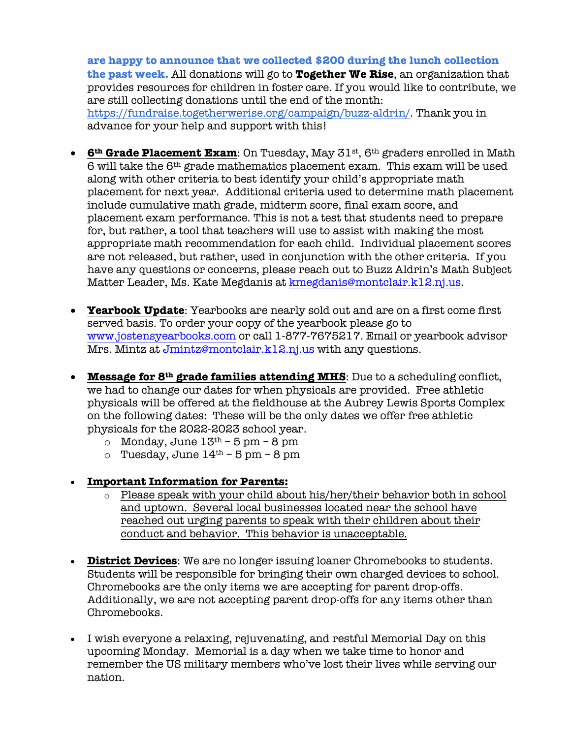**are happy to announce that we collected $200 during the lunch collection the past week.** All donations will go to **Together We Rise**, an organization that provides resources for children in foster care. If you would like to contribute, we are still collecting donations until the end of the month: https://fundraise.togetherwerise.org/campaign/buzz-aldrin/. Thank you in advance for your help and support with this!

- **6th Grade Placement Exam**: On Tuesday, May 31st, 6th graders enrolled in Math 6 will take the 6th grade mathematics placement exam. This exam will be used along with other criteria to best identify your child's appropriate math placement for next year. Additional criteria used to determine math placement include cumulative math grade, midterm score, final exam score, and placement exam performance. This is not a test that students need to prepare for, but rather, a tool that teachers will use to assist with making the most appropriate math recommendation for each child. Individual placement scores are not released, but rather, used in conjunction with the other criteria. If you have any questions or concerns, please reach out to Buzz Aldrin's Math Subject Matter Leader, Ms. Kate Megdanis at kmegdanis@montclair.k12.nj.us.

- **Yearbook Update**: Yearbooks are nearly sold out and are on a first come first served basis. To order your copy of the yearbook please go to www.jostensyearbooks.com or call 1-877-7675217. Email or yearbook advisor Mrs. Mintz at Jmintz@montclair.k12.nj.us with any questions.

- **Message for 8th grade families attending MHS**: Due to a scheduling conflict, we had to change our dates for when physicals are provided. Free athletic physicals will be offered at the fieldhouse at the Aubrey Lewis Sports Complex on the following dates: These will be the only dates we offer free athletic physicals for the 2022-2023 school year.
  - Monday, June 13th – 5 pm – 8 pm
  - Tuesday, June 14th – 5 pm – 8 pm

- **Important Information for Parents:**
  - Please speak with your child about his/her/their behavior both in school and uptown. Several local businesses located near the school have reached out urging parents to speak with their children about their conduct and behavior. This behavior is unacceptable.

- **District Devices**: We are no longer issuing loaner Chromebooks to students. Students will be responsible for bringing their own charged devices to school. Chromebooks are the only items we are accepting for parent drop-offs. Additionally, we are not accepting parent drop-offs for any items other than Chromebooks.

- I wish everyone a relaxing, rejuvenating, and restful Memorial Day on this upcoming Monday. Memorial is a day when we take time to honor and remember the US military members who've lost their lives while serving our nation.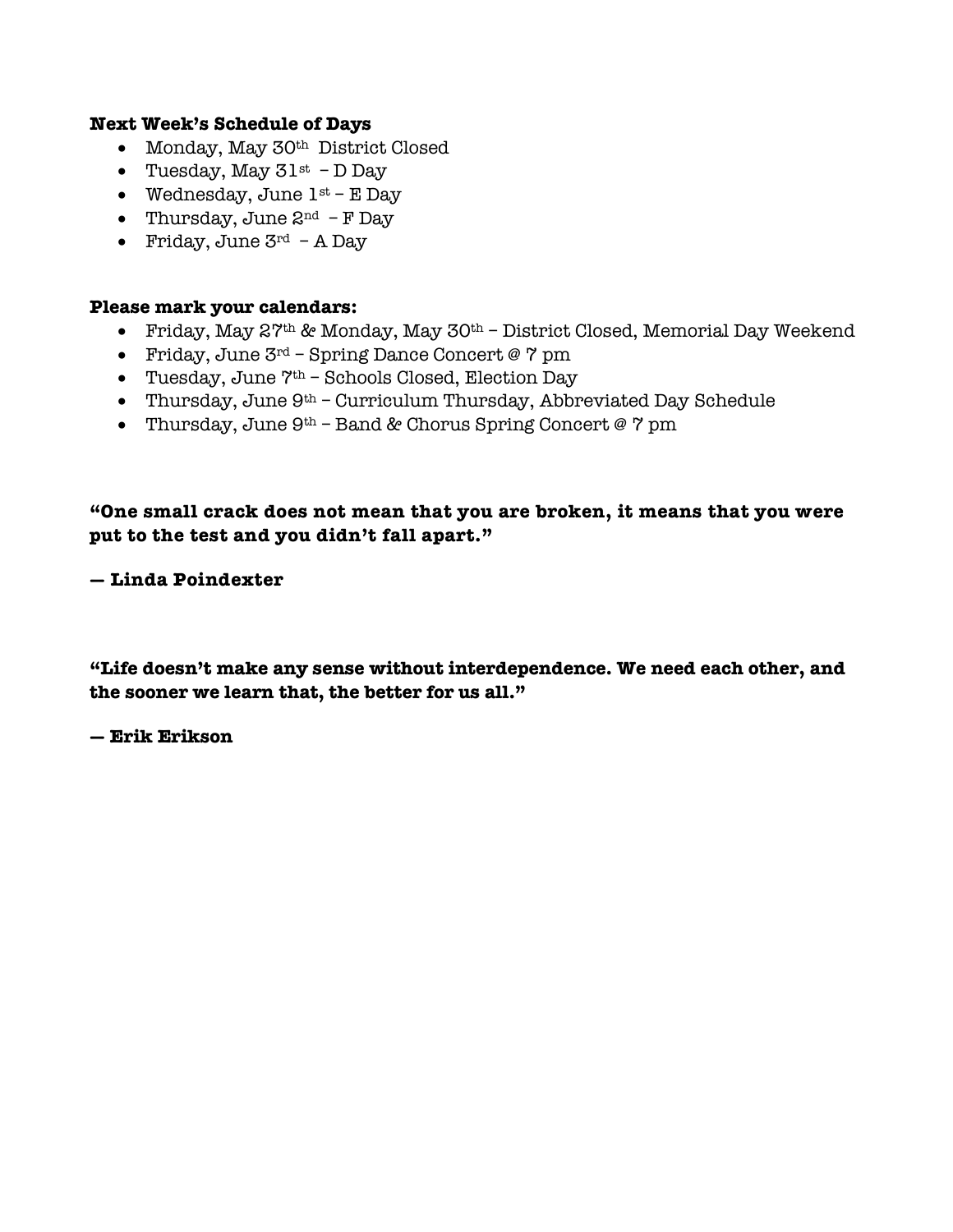**Next Week's Schedule of Days**

- Monday, May 30th  District Closed
- Tuesday, May 31st – D Day
- Wednesday, June 1st – E Day
- Thursday, June 2nd – F Day
- Friday, June 3rd – A Day

**Please mark your calendars:**

- Friday, May 27th & Monday, May 30th – District Closed, Memorial Day Weekend
- Friday, June 3rd – Spring Dance Concert @ 7 pm
- Tuesday, June 7th – Schools Closed, Election Day
- Thursday, June 9th – Curriculum Thursday, Abbreviated Day Schedule
- Thursday, June 9th – Band & Chorus Spring Concert @ 7 pm

**"One small crack does not mean that you are broken, it means that you were put to the test and you didn't fall apart."**

**— Linda Poindexter**

**"Life doesn't make any sense without interdependence. We need each other, and the sooner we learn that, the better for us all."**

**— Erik Erikson**